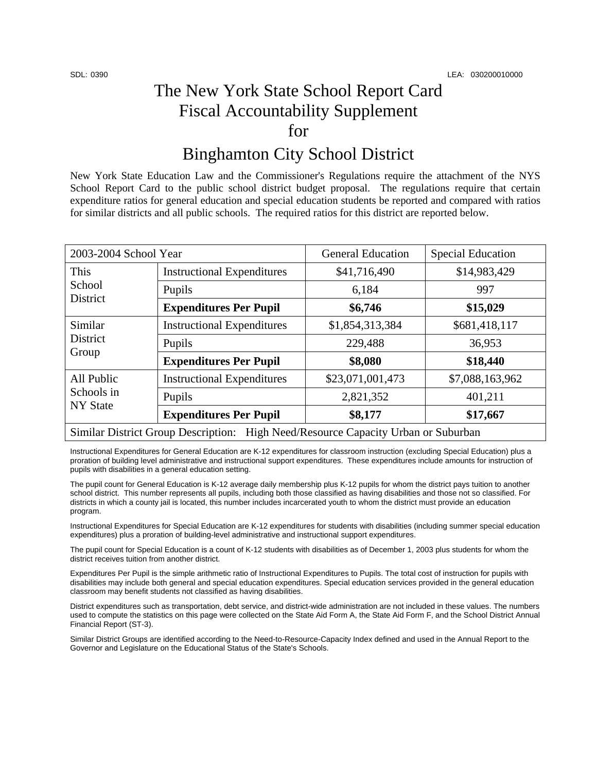SDL: 0390 LEA: 030200010000

# The New York State School Report Card Fiscal Accountability Supplement for

# Binghamton City School District

New York State Education Law and the Commissioner's Regulations require the attachment of the NYS School Report Card to the public school district budget proposal. The regulations require that certain expenditure ratios for general education and special education students be reported and compared with ratios for similar districts and all public schools. The required ratios for this district are reported below.

| 2003-2004 School Year | | General Education | Special Education |
|---|---|---|---|
| This School District | Instructional Expenditures | $41,716,490 | $14,983,429 |
| | Pupils | 6,184 | 997 |
| | **Expenditures Per Pupil** | **$6,746** | **$15,029** |
| Similar District Group | Instructional Expenditures | $1,854,313,384 | $681,418,117 |
| | Pupils | 229,488 | 36,953 |
| | **Expenditures Per Pupil** | **$8,080** | **$18,440** |
| All Public Schools in NY State | Instructional Expenditures | $23,071,001,473 | $7,088,163,962 |
| | Pupils | 2,821,352 | 401,211 |
| | **Expenditures Per Pupil** | **$8,177** | **$17,667** |
| Similar District Group Description: High Need/Resource Capacity Urban or Suburban | | | |

Instructional Expenditures for General Education are K-12 expenditures for classroom instruction (excluding Special Education) plus a proration of building level administrative and instructional support expenditures. These expenditures include amounts for instruction of pupils with disabilities in a general education setting.

The pupil count for General Education is K-12 average daily membership plus K-12 pupils for whom the district pays tuition to another school district. This number represents all pupils, including both those classified as having disabilities and those not so classified. For districts in which a county jail is located, this number includes incarcerated youth to whom the district must provide an education program.

Instructional Expenditures for Special Education are K-12 expenditures for students with disabilities (including summer special education expenditures) plus a proration of building-level administrative and instructional support expenditures.

The pupil count for Special Education is a count of K-12 students with disabilities as of December 1, 2003 plus students for whom the district receives tuition from another district.

Expenditures Per Pupil is the simple arithmetic ratio of Instructional Expenditures to Pupils. The total cost of instruction for pupils with disabilities may include both general and special education expenditures. Special education services provided in the general education classroom may benefit students not classified as having disabilities.

District expenditures such as transportation, debt service, and district-wide administration are not included in these values. The numbers used to compute the statistics on this page were collected on the State Aid Form A, the State Aid Form F, and the School District Annual Financial Report (ST-3).

Similar District Groups are identified according to the Need-to-Resource-Capacity Index defined and used in the Annual Report to the Governor and Legislature on the Educational Status of the State's Schools.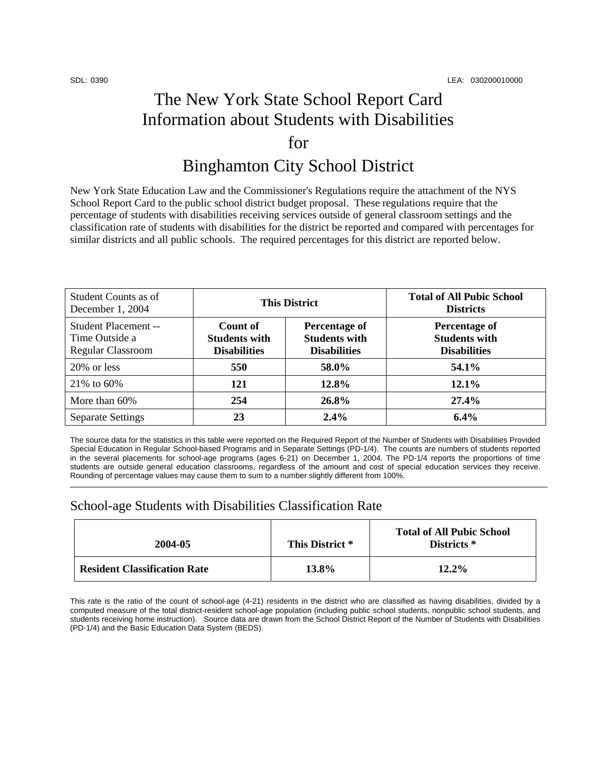SDL: 0390 LEA: 030200010000

# The New York State School Report Card
# Information about Students with Disabilities
# for
# Binghamton City School District

New York State Education Law and the Commissioner's Regulations require the attachment of the NYS School Report Card to the public school district budget proposal. These regulations require that the percentage of students with disabilities receiving services outside of general classroom settings and the classification rate of students with disabilities for the district be reported and compared with percentages for similar districts and all public schools. The required percentages for this district are reported below.

| Student Counts as of December 1, 2004 | **This District** | | **Total of All Pubic School Districts** |
|---|---|---|---|
| Student Placement -- Time Outside a Regular Classroom | **Count of Students with Disabilities** | **Percentage of Students with Disabilities** | **Percentage of Students with Disabilities** |
| 20% or less | **550** | **58.0%** | **54.1%** |
| 21% to 60% | **121** | **12.8%** | **12.1%** |
| More than 60% | **254** | **26.8%** | **27.4%** |
| Separate Settings | **23** | **2.4%** | **6.4%** |

The source data for the statistics in this table were reported on the Required Report of the Number of Students with Disabilities Provided Special Education in Regular School-based Programs and in Separate Settings (PD-1/4). The counts are numbers of students reported in the several placements for school-age programs (ages 6-21) on December 1, 2004. The PD-1/4 reports the proportions of time students are outside general education classrooms, regardless of the amount and cost of special education services they receive. Rounding of percentage values may cause them to sum to a number slightly different from 100%.

## School-age Students with Disabilities Classification Rate

| **2004-05** | **This District *** | **Total of All Pubic School Districts *** |
|---|---|---|
| **Resident Classification Rate** | **13.8%** | **12.2%** |

This rate is the ratio of the count of school-age (4-21) residents in the district who are classified as having disabilities, divided by a computed measure of the total district-resident school-age population (including public school students, nonpublic school students, and students receiving home instruction). Source data are drawn from the School District Report of the Number of Students with Disabilities (PD-1/4) and the Basic Education Data System (BEDS).